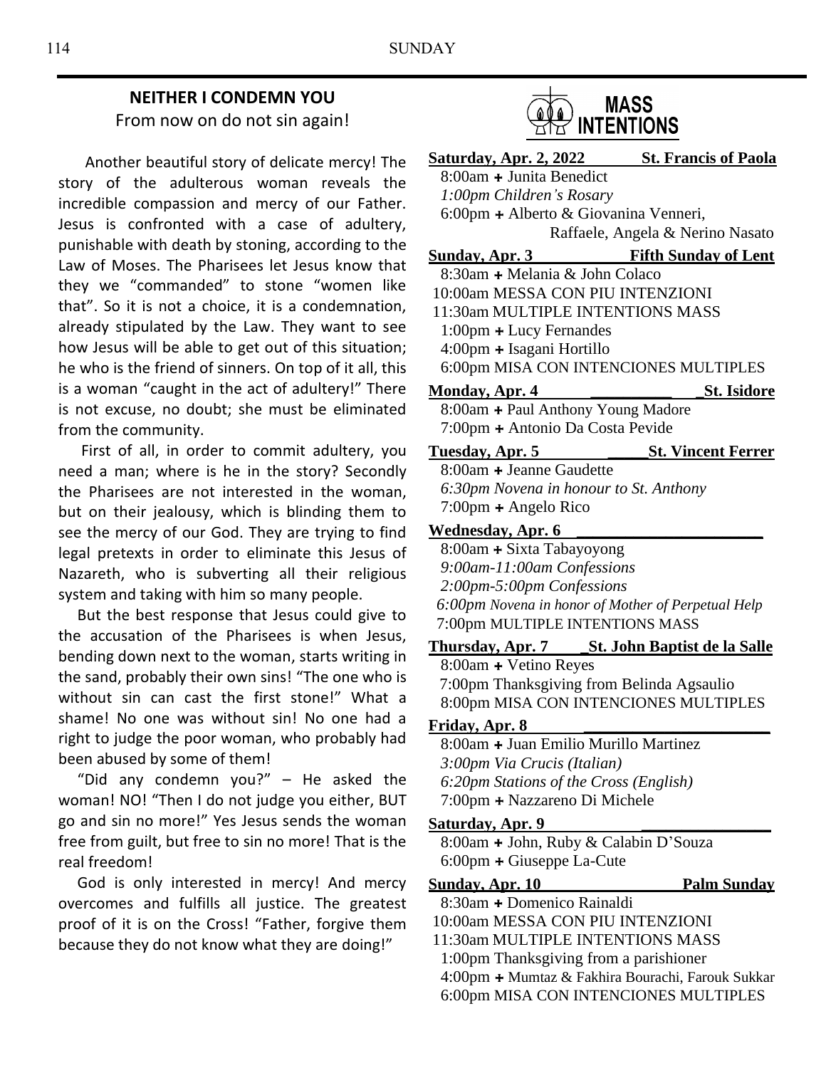## NEITHER I CONDEMN YOU

From now on do not sin again!

Another beautiful story of delicate mercy! The story of the adulterous woman reveals the incredible compassion and mercy of our Father. Jesus is confronted with a case of adultery, punishable with death by stoning, according to the Law of Moses. The Pharisees let Jesus know that they we "commanded" to stone "women like that". So it is not a choice, it is a condemnation, already stipulated by the Law. They want to see how Jesus will be able to get out of this situation; he who is the friend of sinners. On top of it all, this is a woman "caught in the act of adultery!" There is not excuse, no doubt; she must be eliminated from the community.

First of all, in order to commit adultery, you need a man; where is he in the story? Secondly the Pharisees are not interested in the woman, but on their jealousy, which is blinding them to see the mercy of our God. They are trying to find legal pretexts in order to eliminate this Jesus of Nazareth, who is subverting all their religious system and taking with him so many people.

But the best response that Jesus could give to the accusation of the Pharisees is when Jesus, bending down next to the woman, starts writing in the sand, probably their own sins! "The one who is without sin can cast the first stone!" What a shame! No one was without sin! No one had a right to judge the poor woman, who probably had been abused by some of them!

"Did any condemn you?" – He asked the woman! NO! "Then I do not judge you either, BUT go and sin no more!" Yes Jesus sends the woman free from guilt, but free to sin no more! That is the real freedom!

God is only interested in mercy! And mercy overcomes and fulfills all justice. The greatest proof of it is on the Cross! "Father, forgive them because they do not know what they are doing!"

## MASS INTENTIONS

**Saturday, Apr. 2, 2022 — St. Francis of Paola**
- 8:00am + Junita Benedict
- *1:00pm Children's Rosary*
- 6:00pm + Alberto & Giovanina Venneri, Raffaele, Angela & Nerino Nasato

**Sunday, Apr. 3 — Fifth Sunday of Lent**
- 8:30am + Melania & John Colaco
- 10:00am MESSA CON PIU INTENZIONI
- 11:30am MULTIPLE INTENTIONS MASS
- 1:00pm + Lucy Fernandes
- 4:00pm + Isagani Hortillo
- 6:00pm MISA CON INTENCIONES MULTIPLES

**Monday, Apr. 4 — St. Isidore**
- 8:00am + Paul Anthony Young Madore
- 7:00pm + Antonio Da Costa Pevide

**Tuesday, Apr. 5 — St. Vincent Ferrer**
- 8:00am + Jeanne Gaudette
- *6:30pm Novena in honour to St. Anthony*
- 7:00pm + Angelo Rico

**Wednesday, Apr. 6**
- 8:00am + Sixta Tabayoyong
- *9:00am-11:00am Confessions*
- *2:00pm-5:00pm Confessions*
- *6:00pm Novena in honor of Mother of Perpetual Help*
- 7:00pm MULTIPLE INTENTIONS MASS

**Thursday, Apr. 7 — St. John Baptist de la Salle**
- 8:00am + Vetino Reyes
- 7:00pm Thanksgiving from Belinda Agsaulio
- 8:00pm MISA CON INTENCIONES MULTIPLES

**Friday, Apr. 8**
- 8:00am + Juan Emilio Murillo Martinez
- *3:00pm Via Crucis (Italian)*
- *6:20pm Stations of the Cross (English)*
- 7:00pm + Nazzareno Di Michele

**Saturday, Apr. 9**
- 8:00am + John, Ruby & Calabin D'Souza
- 6:00pm + Giuseppe La-Cute

**Sunday, Apr. 10 — Palm Sunday**
- 8:30am + Domenico Rainaldi
- 10:00am MESSA CON PIU INTENZIONI
- 11:30am MULTIPLE INTENTIONS MASS
- 1:00pm Thanksgiving from a parishioner
- 4:00pm + Mumtaz & Fakhira Bourachi, Farouk Sukkar
- 6:00pm MISA CON INTENCIONES MULTIPLES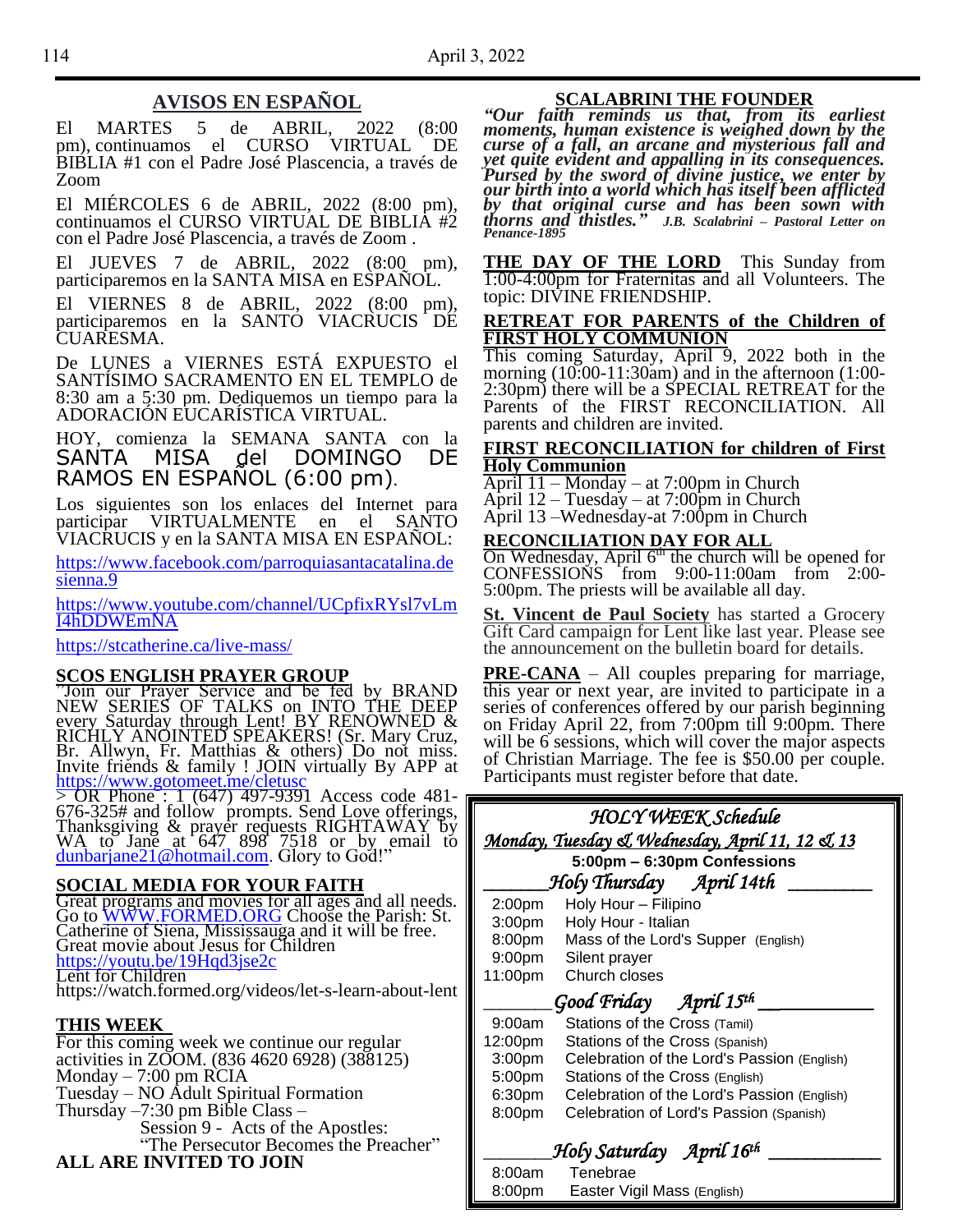## AVISOS EN ESPAÑOL

El MARTES 5 de ABRIL, 2022 (8:00 pm), continuamos el CURSO VIRTUAL DE BIBLIA #1 con el Padre José Plascencia, a través de Zoom

El MIÉRCOLES 6 de ABRIL, 2022 (8:00 pm), continuamos el CURSO VIRTUAL DE BIBLIA #2 con el Padre José Plascencia, a través de Zoom .

El JUEVES 7 de ABRIL, 2022 (8:00 pm), participaremos en la SANTA MISA en ESPAÑOL.

El VIERNES 8 de ABRIL, 2022 (8:00 pm), participaremos en la SANTO VIACRUCIS DE CUARESMA.

De LUNES a VIERNES ESTÁ EXPUESTO el SANTÍSIMO SACRAMENTO EN EL TEMPLO de 8:30 am a 5:30 pm. Dediquemos un tiempo para la ADORACIÓN EUCARÍSTICA VIRTUAL.

HOY, comienza la SEMANA SANTA con la SANTA MISA del DOMINGO DE RAMOS EN ESPAÑOL (6:00 pm).

Los siguientes son los enlaces del Internet para participar VIRTUALMENTE en el SANTO VIACRUCIS y en la SANTA MISA EN ESPAÑOL:

https://www.facebook.com/parroquiasantacatalina.desienna.9

https://www.youtube.com/channel/UCpfixRYsl7vLmI4hDDWEmNA

https://stcatherine.ca/live-mass/

## SCOS ENGLISH PRAYER GROUP

"Join our Prayer Service and be fed by BRAND NEW SERIES OF TALKS on INTO THE DEEP every Saturday through Lent! BY RENOWNED & RICHLY ANOINTED SPEAKERS! (Sr. Mary Cruz, Br. Allwyn, Fr. Matthias & others) Do not miss. Invite friends & family ! JOIN virtually By APP at https://www.gotomeet.me/cletusc > OR Phone : 1 (647) 497-9391 Access code 481-676-325# and follow prompts. Send Love offerings, Thanksgiving & prayer requests RIGHTAWAY by WA to Jane at 647 898 7518 or by email to dunbarjane21@hotmail.com. Glory to God!"

## SOCIAL MEDIA FOR YOUR FAITH

Great programs and movies for all ages and all needs. Go to WWW.FORMED.ORG Choose the Parish: St. Catherine of Siena, Mississauga and it will be free.
Great movie about Jesus for Children
https://youtu.be/19Hqd3jse2c
Lent for Children
https://watch.formed.org/videos/let-s-learn-about-lent

## THIS WEEK

For this coming week we continue our regular activities in ZOOM. (836 4620 6928) (388125)
Monday – 7:00 pm RCIA
Tuesday – NO Adult Spiritual Formation
Thursday –7:30 pm Bible Class –
Session 9 - Acts of the Apostles:
"The Persecutor Becomes the Preacher"
**ALL ARE INVITED TO JOIN**

## SCALABRINI THE FOUNDER

***"Our faith reminds us that, from its earliest moments, human existence is weighed down by the curse of a fall, an arcane and mysterious fall and yet quite evident and appalling in its consequences. Pursed by the sword of divine justice, we enter by our birth into a world which has itself been afflicted by that original curse and has been sown with thorns and thistles." J.B. Scalabrini – Pastoral Letter on Penance-1895***

**THE DAY OF THE LORD** This Sunday from 1:00-4:00pm for Fraternitas and all Volunteers. The topic: DIVINE FRIENDSHIP.

**RETREAT FOR PARENTS of the Children of FIRST HOLY COMMUNION**
This coming Saturday, April 9, 2022 both in the morning (10:00-11:30am) and in the afternoon (1:00-2:30pm) there will be a SPECIAL RETREAT for the Parents of the FIRST RECONCILIATION. All parents and children are invited.

**FIRST RECONCILIATION for children of First Holy Communion**
April 11 – Monday – at 7:00pm in Church
April 12 – Tuesday – at 7:00pm in Church
April 13 –Wednesday-at 7:00pm in Church

**RECONCILIATION DAY FOR ALL**
On Wednesday, April 6th the church will be opened for CONFESSIONS from 9:00-11:00am from 2:00-5:00pm. The priests will be available all day.

**St. Vincent de Paul Society** has started a Grocery Gift Card campaign for Lent like last year. Please see the announcement on the bulletin board for details.

**PRE-CANA** – All couples preparing for marriage, this year or next year, are invited to participate in a series of conferences offered by our parish beginning on Friday April 22, from 7:00pm till 9:00pm. There will be 6 sessions, which will cover the major aspects of Christian Marriage. The fee is $50.00 per couple. Participants must register before that date.

### *HOLY WEEK Schedule*

***Monday, Tuesday & Wednesday, April 11, 12 & 13***
**5:00pm – 6:30pm Confessions**

***Holy Thursday April 14th***

| | |
|---|---|
| 2:00pm | Holy Hour – Filipino |
| 3:00pm | Holy Hour - Italian |
| 8:00pm | Mass of the Lord's Supper (English) |
| 9:00pm | Silent prayer |
| 11:00pm | Church closes |

***Good Friday April 15th***

| | |
|---|---|
| 9:00am | Stations of the Cross (Tamil) |
| 12:00pm | Stations of the Cross (Spanish) |
| 3:00pm | Celebration of the Lord's Passion (English) |
| 5:00pm | Stations of the Cross (English) |
| 6:30pm | Celebration of the Lord's Passion (English) |
| 8:00pm | Celebration of Lord's Passion (Spanish) |

***Holy Saturday April 16th***

| | |
|---|---|
| 8:00am | Tenebrae |
| 8:00pm | Easter Vigil Mass (English) |